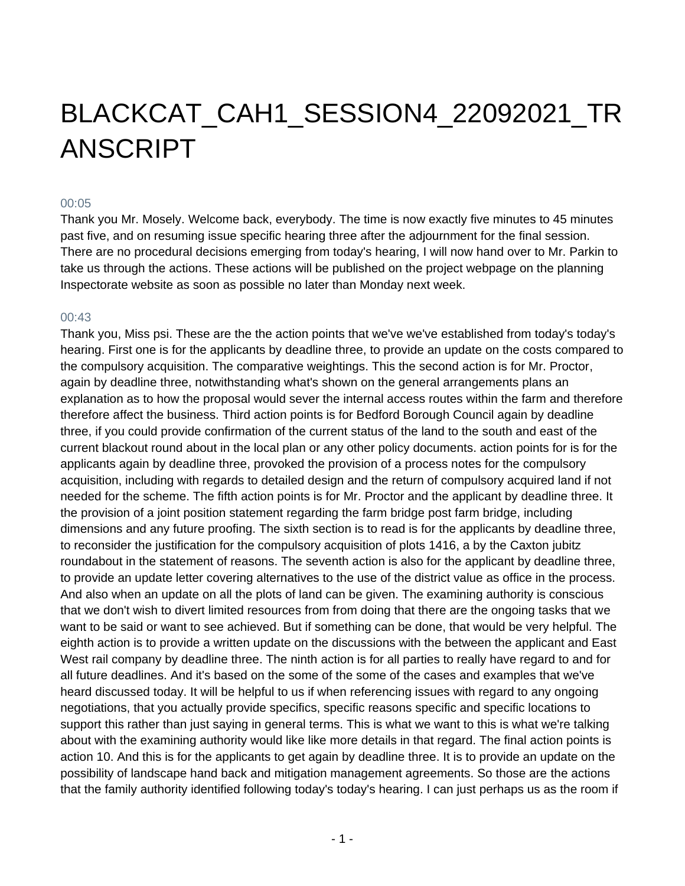# BLACKCAT_CAH1_SESSION4_22092021_TRANSCRIPT

00:05

Thank you Mr. Mosely. Welcome back, everybody. The time is now exactly five minutes to 45 minutes past five, and on resuming issue specific hearing three after the adjournment for the final session. There are no procedural decisions emerging from today's hearing, I will now hand over to Mr. Parkin to take us through the actions. These actions will be published on the project webpage on the planning Inspectorate website as soon as possible no later than Monday next week.

00:43

Thank you, Miss psi. These are the the action points that we've we've established from today's today's hearing. First one is for the applicants by deadline three, to provide an update on the costs compared to the compulsory acquisition. The comparative weightings. This the second action is for Mr. Proctor, again by deadline three, notwithstanding what's shown on the general arrangements plans an explanation as to how the proposal would sever the internal access routes within the farm and therefore therefore affect the business. Third action points is for Bedford Borough Council again by deadline three, if you could provide confirmation of the current status of the land to the south and east of the current blackout round about in the local plan or any other policy documents. action points for is for the applicants again by deadline three, provoked the provision of a process notes for the compulsory acquisition, including with regards to detailed design and the return of compulsory acquired land if not needed for the scheme. The fifth action points is for Mr. Proctor and the applicant by deadline three. It the provision of a joint position statement regarding the farm bridge post farm bridge, including dimensions and any future proofing. The sixth section is to read is for the applicants by deadline three, to reconsider the justification for the compulsory acquisition of plots 1416, a by the Caxton jubitz roundabout in the statement of reasons. The seventh action is also for the applicant by deadline three, to provide an update letter covering alternatives to the use of the district value as office in the process. And also when an update on all the plots of land can be given. The examining authority is conscious that we don't wish to divert limited resources from from doing that there are the ongoing tasks that we want to be said or want to see achieved. But if something can be done, that would be very helpful. The eighth action is to provide a written update on the discussions with the between the applicant and East West rail company by deadline three. The ninth action is for all parties to really have regard to and for all future deadlines. And it's based on the some of the some of the cases and examples that we've heard discussed today. It will be helpful to us if when referencing issues with regard to any ongoing negotiations, that you actually provide specifics, specific reasons specific and specific locations to support this rather than just saying in general terms. This is what we want to this is what we're talking about with the examining authority would like like more details in that regard. The final action points is action 10. And this is for the applicants to get again by deadline three. It is to provide an update on the possibility of landscape hand back and mitigation management agreements. So those are the actions that the family authority identified following today's today's hearing. I can just perhaps us as the room if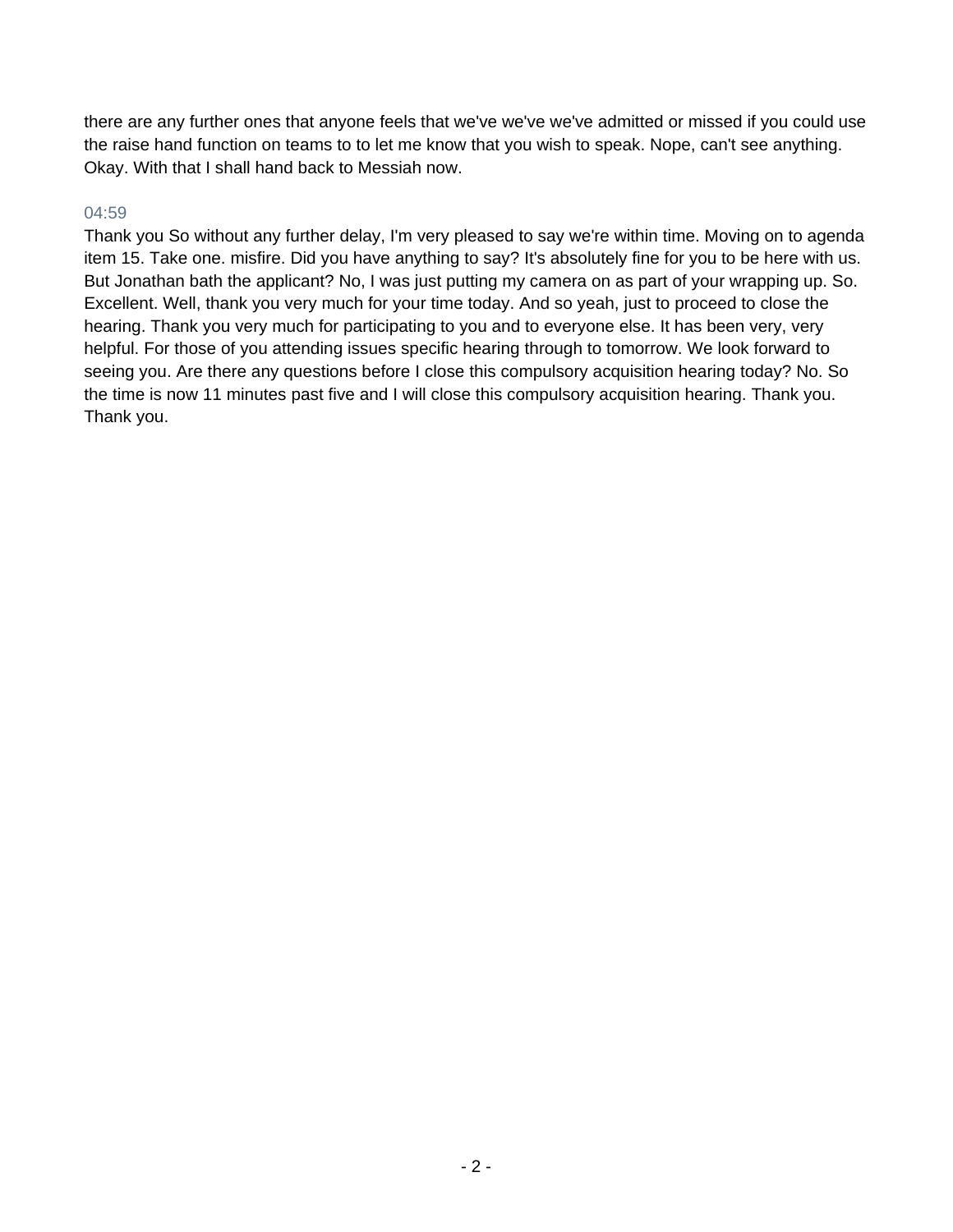there are any further ones that anyone feels that we've we've we've admitted or missed if you could use the raise hand function on teams to to let me know that you wish to speak. Nope, can't see anything. Okay. With that I shall hand back to Messiah now.

04:59

Thank you So without any further delay, I'm very pleased to say we're within time. Moving on to agenda item 15. Take one. misfire. Did you have anything to say? It's absolutely fine for you to be here with us. But Jonathan bath the applicant? No, I was just putting my camera on as part of your wrapping up. So. Excellent. Well, thank you very much for your time today. And so yeah, just to proceed to close the hearing. Thank you very much for participating to you and to everyone else. It has been very, very helpful. For those of you attending issues specific hearing through to tomorrow. We look forward to seeing you. Are there any questions before I close this compulsory acquisition hearing today? No. So the time is now 11 minutes past five and I will close this compulsory acquisition hearing. Thank you. Thank you.